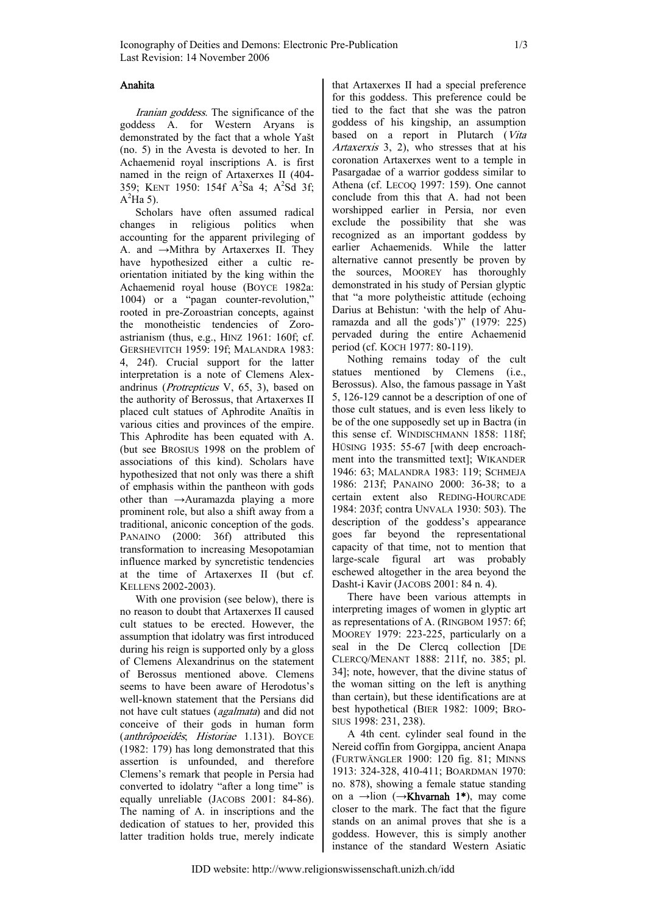## Anahita

*Iranian goddess*. The significance of the goddess A. for Western Aryans is demonstrated by the fact that a whole Yašt (no. 5) in the Avesta is devoted to her. In Achaemenid royal inscriptions A. is first named in the reign of Artaxerxes II (404-359; KENT 1950: 154f $A^2Sa$ 4; $A^2Sd$ 3f; $A^2Ha$ 5).

Scholars have often assumed radical changes in religious politics when accounting for the apparent privileging of A. and →Mithra by Artaxerxes II. They have hypothesized either a cultic re-orientation initiated by the king within the Achaemenid royal house (BOYCE 1982a: 1004) or a "pagan counter-revolution," rooted in pre-Zoroastrian concepts, against the monotheistic tendencies of Zoroastrianism (thus, e.g., HINZ 1961: 160f; cf. GERSHEVITCH 1959: 19f; MALANDRA 1983: 4, 24f). Crucial support for the latter interpretation is a note of Clemens Alexandrinus (*Protrepticus* V, 65, 3), based on the authority of Berossus, that Artaxerxes II placed cult statues of Aphrodite Anaïtis in various cities and provinces of the empire. This Aphrodite has been equated with A. (but see BROSIUS 1998 on the problem of associations of this kind). Scholars have hypothesized that not only was there a shift of emphasis within the pantheon with gods other than →Auramazda playing a more prominent role, but also a shift away from a traditional, aniconic conception of the gods. PANAINO (2000: 36f) attributed this transformation to increasing Mesopotamian influence marked by syncretistic tendencies at the time of Artaxerxes II (but cf. KELLENS 2002-2003).

With one provision (see below), there is no reason to doubt that Artaxerxes II caused cult statues to be erected. However, the assumption that idolatry was first introduced during his reign is supported only by a gloss of Clemens Alexandrinus on the statement of Berossus mentioned above. Clemens seems to have been aware of Herodotus's well-known statement that the Persians did not have cult statues (*agalmata*) and did not conceive of their gods in human form (*anthrôpoeidês*; *Historiae* 1.131). BOYCE (1982: 179) has long demonstrated that this assertion is unfounded, and therefore Clemens's remark that people in Persia had converted to idolatry "after a long time" is equally unreliable (JACOBS 2001: 84-86). The naming of A. in inscriptions and the dedication of statues to her, provided this latter tradition holds true, merely indicate that Artaxerxes II had a special preference for this goddess. This preference could be tied to the fact that she was the patron goddess of his kingship, an assumption based on a report in Plutarch (*Vita Artaxerxis* 3, 2), who stresses that at his coronation Artaxerxes went to a temple in Pasargadae of a warrior goddess similar to Athena (cf. LECOQ 1997: 159). One cannot conclude from this that A. had not been worshipped earlier in Persia, nor even exclude the possibility that she was recognized as an important goddess by earlier Achaemenids. While the latter alternative cannot presently be proven by the sources, MOOREY has thoroughly demonstrated in his study of Persian glyptic that "a more polytheistic attitude (echoing Darius at Behistun: 'with the help of Ahuramazda and all the gods')" (1979: 225) pervaded during the entire Achaemenid period (cf. KOCH 1977: 80-119).

Nothing remains today of the cult statues mentioned by Clemens (i.e., Berossus). Also, the famous passage in Yašt 5, 126-129 cannot be a description of one of those cult statues, and is even less likely to be of the one supposedly set up in Bactra (in this sense cf. WINDISCHMANN 1858: 118f; HÜSING 1935: 55-67 [with deep encroachment into the transmitted text]; WIKANDER 1946: 63; MALANDRA 1983: 119; SCHMEJA 1986: 213f; PANAINO 2000: 36-38; to a certain extent also REDING-HOURCADE 1984: 203f; contra UNVALA 1930: 503). The description of the goddess's appearance goes far beyond the representational capacity of that time, not to mention that large-scale figural art was probably eschewed altogether in the area beyond the Dasht-i Kavir (JACOBS 2001: 84 n. 4).

There have been various attempts in interpreting images of women in glyptic art as representations of A. (RINGBOM 1957: 6f; MOOREY 1979: 223-225, particularly on a seal in the De Clercq collection [DE CLERCQ/MENANT 1888: 211f, no. 385; pl. 34]; note, however, that the divine status of the woman sitting on the left is anything than certain), but these identifications are at best hypothetical (BIER 1982: 1009; BROSIUS 1998: 231, 238).

A 4th cent. cylinder seal found in the Nereid coffin from Gorgippa, ancient Anapa (FURTWÄNGLER 1900: 120 fig. 81; MINNS 1913: 324-328, 410-411; BOARDMAN 1970: no. 878), showing a female statue standing on a →lion (→**Khvarnah 1***), may come closer to the mark. The fact that the figure stands on an animal proves that she is a goddess. However, this is simply another instance of the standard Western Asiatic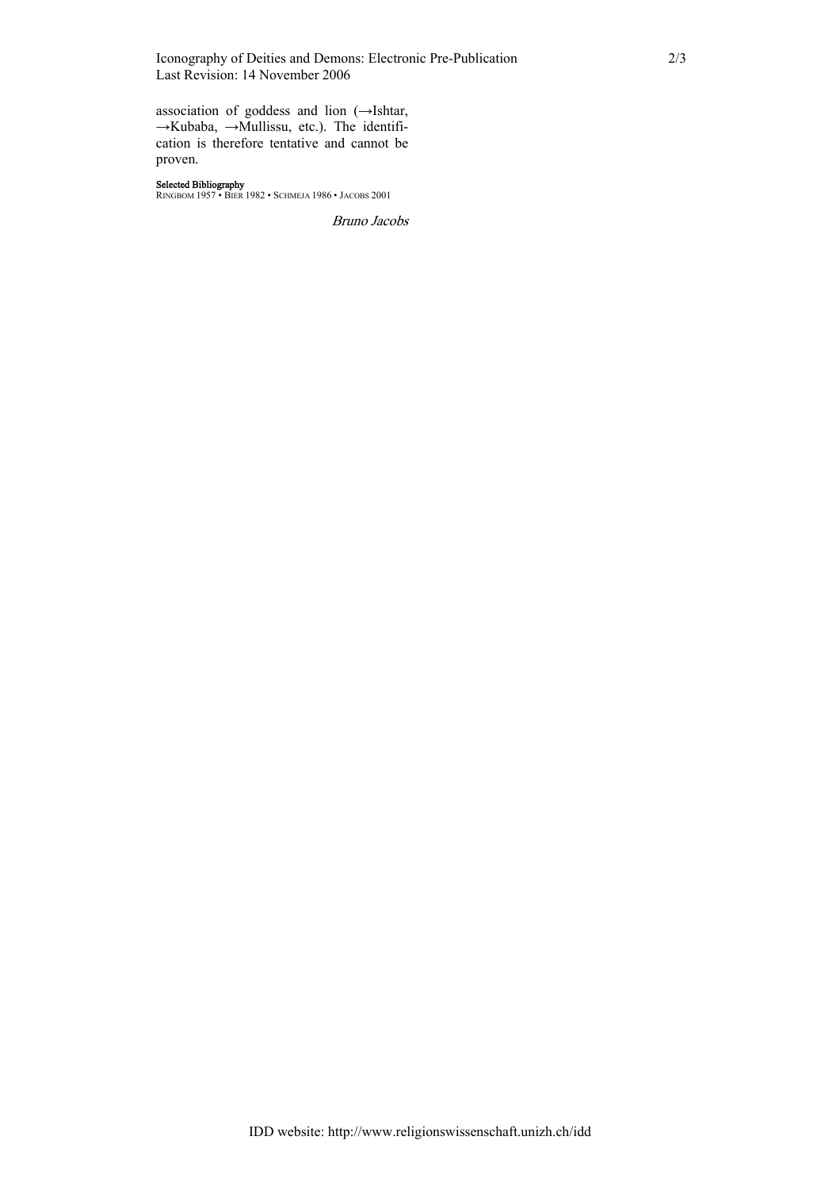association of goddess and lion (→Ishtar, →Kubaba, →Mullissu, etc.). The identification is therefore tentative and cannot be proven.

**Selected Bibliography**

RINGBOM 1957 • BIER 1982 • SCHMEJA 1986 • JACOBS 2001

*Bruno Jacobs*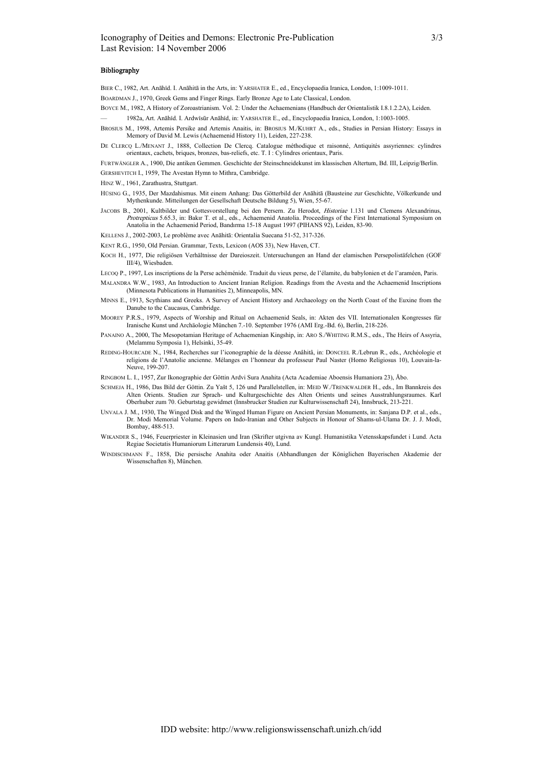#### Bibliography

BIER C., 1982, Art. Anāhīd. I. Anāhitā in the Arts, in: YARSHATER E., ed., Encyclopaedia Iranica, London, 1:1009-1011.

BOARDMAN J., 1970, Greek Gems and Finger Rings. Early Bronze Age to Late Classical, London.

BOYCE M., 1982, A History of Zoroastrianism. Vol. 2: Under the Achaemenians (Handbuch der Orientalistik I.8.1.2.2A), Leiden.

— 1982a, Art. Anāhīd. I. Ardwīsūr Anāhīd, in: YARSHATER E., ed., Encyclopaedia Iranica, London, 1:1003-1005.

BROSIUS M., 1998, Artemis Persike and Artemis Anaitis, in: BROSIUS M./KUHRT A., eds., Studies in Persian History: Essays in Memory of David M. Lewis (Achaemenid History 11), Leiden, 227-238.

DE CLERCQ L./MENANT J., 1888, Collection De Clercq. Catalogue méthodique et raisonné, Antiquités assyriennes: cylindres orientaux, cachets, briques, bronzes, bas-reliefs, etc. T. I : Cylindres orientaux, Paris.

FURTWÄNGLER A., 1900, Die antiken Gemmen. Geschichte der Steinschneidekunst im klassischen Altertum, Bd. III, Leipzig/Berlin.

GERSHEVITCH I., 1959, The Avestan Hymn to Mithra, Cambridge.

HINZ W., 1961, Zarathustra, Stuttgart.

HÜSING G., 1935, Der Mazdahismus. Mit einem Anhang: Das Götterbild der Anāhitā (Bausteine zur Geschichte, Völkerkunde und Mythenkunde. Mitteilungen der Gesellschaft Deutsche Bildung 5), Wien, 55-67.

JACOBS B., 2001, Kultbilder und Gottesvorstellung bei den Persern. Zu Herodot, *Historiae* 1.131 und Clemens Alexandrinus, *Protrepticus* 5.65.3, in: Bakır T. et al., eds., Achaemenid Anatolia. Proceedings of the First International Symposium on Anatolia in the Achaemenid Period, Bandırma 15-18 August 1997 (PIHANS 92), Leiden, 83-90.

KELLENS J., 2002-2003, Le problème avec Anāhitā: Orientalia Suecana 51-52, 317-326.

KENT R.G., 1950, Old Persian. Grammar, Texts, Lexicon (AOS 33), New Haven, CT.

KOCH H., 1977, Die religiösen Verhältnisse der Dareioszeit. Untersuchungen an Hand der elamischen Persepolistäfelchen (GOF III/4), Wiesbaden.

LECOQ P., 1997, Les inscriptions de la Perse achéménide. Traduit du vieux perse, de l'élamite, du babylonien et de l'araméen, Paris.

MALANDRA W.W., 1983, An Introduction to Ancient Iranian Religion. Readings from the Avesta and the Achaemenid Inscriptions (Minnesota Publications in Humanities 2), Minneapolis, MN.

MINNS E., 1913, Scythians and Greeks. A Survey of Ancient History and Archaeology on the North Coast of the Euxine from the Danube to the Caucasus, Cambridge.

MOOREY P.R.S., 1979, Aspects of Worship and Ritual on Achaemenid Seals, in: Akten des VII. Internationalen Kongresses für Iranische Kunst und Archäologie München 7.-10. September 1976 (AMI Erg.-Bd. 6), Berlin, 218-226.

PANAINO A., 2000, The Mesopotamian Heritage of Achaemenian Kingship, in: ARO S./WHITING R.M.S., eds., The Heirs of Assyria, (Melammu Symposia 1), Helsinki, 35-49.

REDING-HOURCADE N., 1984, Recherches sur l'iconographie de la déesse Anâhitâ, in: DONCEEL R./Lebrun R., eds., Archéologie et religions de l'Anatolie ancienne. Mélanges en l'honneur du professeur Paul Naster (Homo Religiosus 10), Louvain-la-Neuve, 199-207.

RINGBOM L. I., 1957, Zur Ikonographie der Göttin Ardvi Sura Anahita (Acta Academiae Aboensis Humaniora 23), Åbo.

SCHMEJA H., 1986, Das Bild der Göttin. Zu Yašt 5, 126 und Parallelstellen, in: MEID W./TRENKWALDER H., eds., Im Bannkreis des Alten Orients. Studien zur Sprach- und Kulturgeschichte des Alten Orients und seines Ausstrahlungsraumes. Karl Oberhuber zum 70. Geburtstag gewidmet (Innsbrucker Studien zur Kulturwissenschaft 24), Innsbruck, 213-221.

UNVALA J. M., 1930, The Winged Disk and the Winged Human Figure on Ancient Persian Monuments, in: Sanjana D.P. et al., eds., Dr. Modi Memorial Volume. Papers on Indo-Iranian and Other Subjects in Honour of Shams-ul-Ulama Dr. J. J. Modi, Bombay, 488-513.

WIKANDER S., 1946, Feuerpriester in Kleinasien und Iran (Skrifter utgivna av Kungl. Humanistika Vetensskapsfundet i Lund. Acta Regiae Societatis Humaniorum Litterarum Lundensis 40), Lund.

WINDISCHMANN F., 1858, Die persische Anahita oder Anaitis (Abhandlungen der Königlichen Bayerischen Akademie der Wissenschaften 8), München.